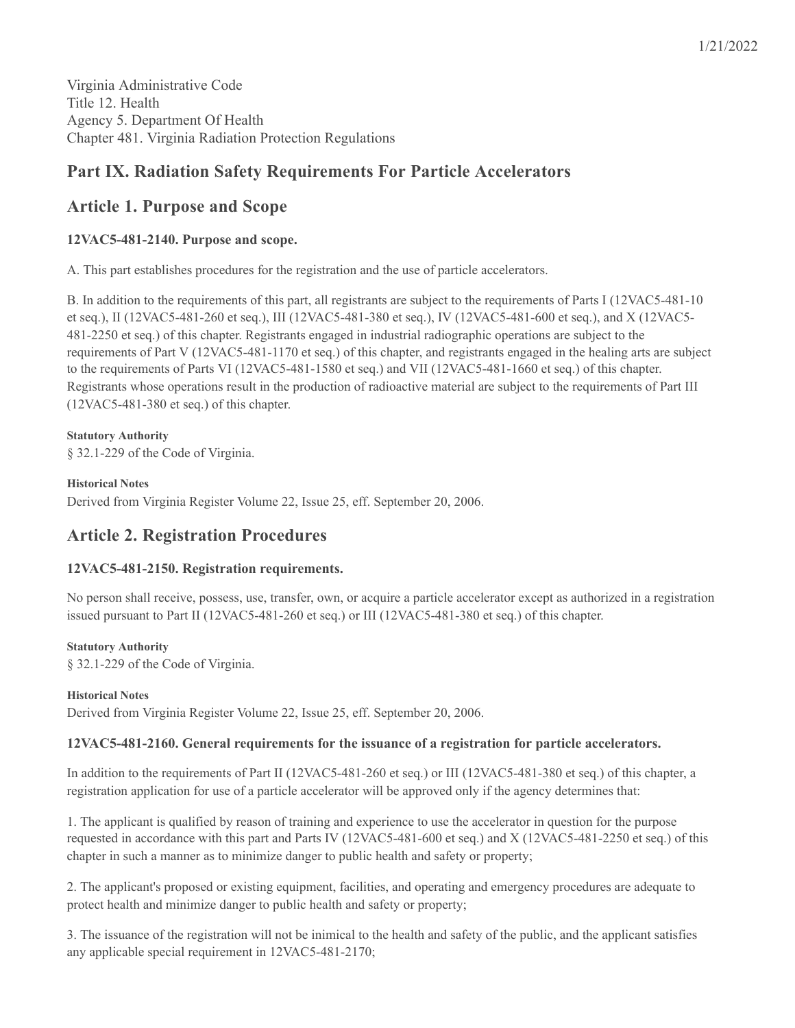Virginia Administrative Code
Title 12. Health
Agency 5. Department Of Health
Chapter 481. Virginia Radiation Protection Regulations

## Part IX. Radiation Safety Requirements For Particle Accelerators

## Article 1. Purpose and Scope

### 12VAC5-481-2140. Purpose and scope.

A. This part establishes procedures for the registration and the use of particle accelerators.

B. In addition to the requirements of this part, all registrants are subject to the requirements of Parts I (12VAC5-481-10 et seq.), II (12VAC5-481-260 et seq.), III (12VAC5-481-380 et seq.), IV (12VAC5-481-600 et seq.), and X (12VAC5-481-2250 et seq.) of this chapter. Registrants engaged in industrial radiographic operations are subject to the requirements of Part V (12VAC5-481-1170 et seq.) of this chapter, and registrants engaged in the healing arts are subject to the requirements of Parts VI (12VAC5-481-1580 et seq.) and VII (12VAC5-481-1660 et seq.) of this chapter. Registrants whose operations result in the production of radioactive material are subject to the requirements of Part III (12VAC5-481-380 et seq.) of this chapter.

**Statutory Authority**
§ 32.1-229 of the Code of Virginia.

**Historical Notes**
Derived from Virginia Register Volume 22, Issue 25, eff. September 20, 2006.

## Article 2. Registration Procedures

### 12VAC5-481-2150. Registration requirements.

No person shall receive, possess, use, transfer, own, or acquire a particle accelerator except as authorized in a registration issued pursuant to Part II (12VAC5-481-260 et seq.) or III (12VAC5-481-380 et seq.) of this chapter.

**Statutory Authority**
§ 32.1-229 of the Code of Virginia.

**Historical Notes**
Derived from Virginia Register Volume 22, Issue 25, eff. September 20, 2006.

### 12VAC5-481-2160. General requirements for the issuance of a registration for particle accelerators.

In addition to the requirements of Part II (12VAC5-481-260 et seq.) or III (12VAC5-481-380 et seq.) of this chapter, a registration application for use of a particle accelerator will be approved only if the agency determines that:

1. The applicant is qualified by reason of training and experience to use the accelerator in question for the purpose requested in accordance with this part and Parts IV (12VAC5-481-600 et seq.) and X (12VAC5-481-2250 et seq.) of this chapter in such a manner as to minimize danger to public health and safety or property;

2. The applicant's proposed or existing equipment, facilities, and operating and emergency procedures are adequate to protect health and minimize danger to public health and safety or property;

3. The issuance of the registration will not be inimical to the health and safety of the public, and the applicant satisfies any applicable special requirement in 12VAC5-481-2170;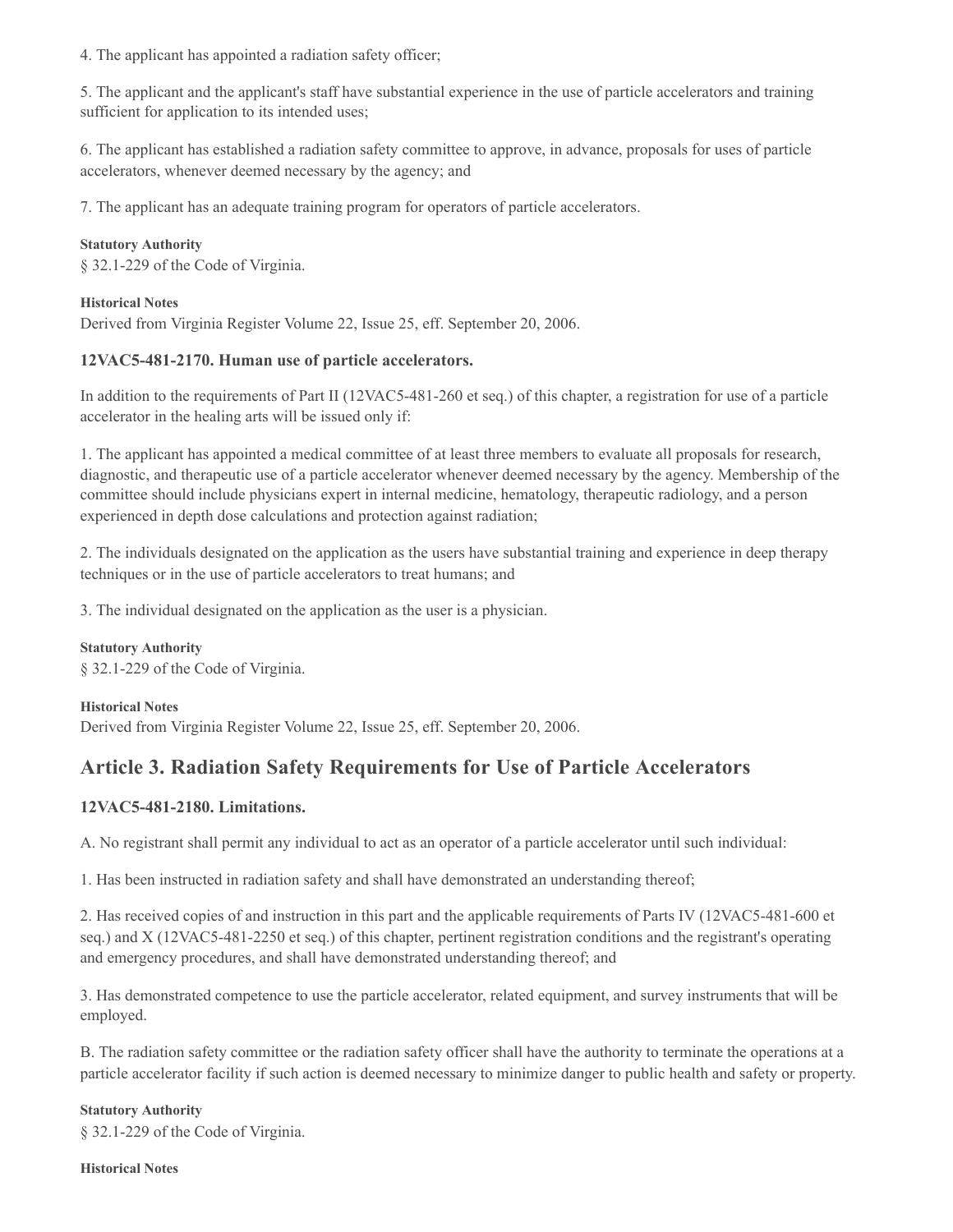4. The applicant has appointed a radiation safety officer;

5. The applicant and the applicant's staff have substantial experience in the use of particle accelerators and training sufficient for application to its intended uses;

6. The applicant has established a radiation safety committee to approve, in advance, proposals for uses of particle accelerators, whenever deemed necessary by the agency; and

7. The applicant has an adequate training program for operators of particle accelerators.

**Statutory Authority**

§ 32.1-229 of the Code of Virginia.

**Historical Notes**

Derived from Virginia Register Volume 22, Issue 25, eff. September 20, 2006.

### 12VAC5-481-2170. Human use of particle accelerators.

In addition to the requirements of Part II (12VAC5-481-260 et seq.) of this chapter, a registration for use of a particle accelerator in the healing arts will be issued only if:

1. The applicant has appointed a medical committee of at least three members to evaluate all proposals for research, diagnostic, and therapeutic use of a particle accelerator whenever deemed necessary by the agency. Membership of the committee should include physicians expert in internal medicine, hematology, therapeutic radiology, and a person experienced in depth dose calculations and protection against radiation;

2. The individuals designated on the application as the users have substantial training and experience in deep therapy techniques or in the use of particle accelerators to treat humans; and

3. The individual designated on the application as the user is a physician.

**Statutory Authority**

§ 32.1-229 of the Code of Virginia.

**Historical Notes**

Derived from Virginia Register Volume 22, Issue 25, eff. September 20, 2006.

## Article 3. Radiation Safety Requirements for Use of Particle Accelerators

### 12VAC5-481-2180. Limitations.

A. No registrant shall permit any individual to act as an operator of a particle accelerator until such individual:

1. Has been instructed in radiation safety and shall have demonstrated an understanding thereof;

2. Has received copies of and instruction in this part and the applicable requirements of Parts IV (12VAC5-481-600 et seq.) and X (12VAC5-481-2250 et seq.) of this chapter, pertinent registration conditions and the registrant's operating and emergency procedures, and shall have demonstrated understanding thereof; and

3. Has demonstrated competence to use the particle accelerator, related equipment, and survey instruments that will be employed.

B. The radiation safety committee or the radiation safety officer shall have the authority to terminate the operations at a particle accelerator facility if such action is deemed necessary to minimize danger to public health and safety or property.

**Statutory Authority**

§ 32.1-229 of the Code of Virginia.

**Historical Notes**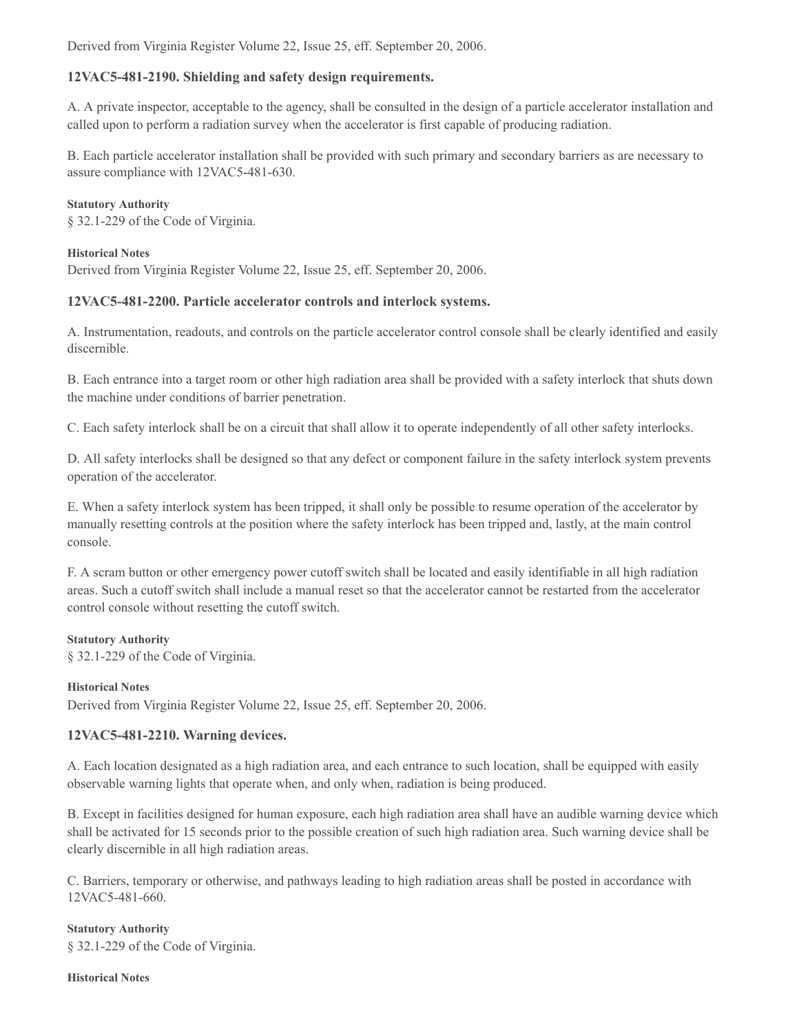Derived from Virginia Register Volume 22, Issue 25, eff. September 20, 2006.

### 12VAC5-481-2190. Shielding and safety design requirements.

A. A private inspector, acceptable to the agency, shall be consulted in the design of a particle accelerator installation and called upon to perform a radiation survey when the accelerator is first capable of producing radiation.

B. Each particle accelerator installation shall be provided with such primary and secondary barriers as are necessary to assure compliance with 12VAC5-481-630.

**Statutory Authority**

§ 32.1-229 of the Code of Virginia.

**Historical Notes**

Derived from Virginia Register Volume 22, Issue 25, eff. September 20, 2006.

### 12VAC5-481-2200. Particle accelerator controls and interlock systems.

A. Instrumentation, readouts, and controls on the particle accelerator control console shall be clearly identified and easily discernible.

B. Each entrance into a target room or other high radiation area shall be provided with a safety interlock that shuts down the machine under conditions of barrier penetration.

C. Each safety interlock shall be on a circuit that shall allow it to operate independently of all other safety interlocks.

D. All safety interlocks shall be designed so that any defect or component failure in the safety interlock system prevents operation of the accelerator.

E. When a safety interlock system has been tripped, it shall only be possible to resume operation of the accelerator by manually resetting controls at the position where the safety interlock has been tripped and, lastly, at the main control console.

F. A scram button or other emergency power cutoff switch shall be located and easily identifiable in all high radiation areas. Such a cutoff switch shall include a manual reset so that the accelerator cannot be restarted from the accelerator control console without resetting the cutoff switch.

**Statutory Authority**

§ 32.1-229 of the Code of Virginia.

**Historical Notes**

Derived from Virginia Register Volume 22, Issue 25, eff. September 20, 2006.

### 12VAC5-481-2210. Warning devices.

A. Each location designated as a high radiation area, and each entrance to such location, shall be equipped with easily observable warning lights that operate when, and only when, radiation is being produced.

B. Except in facilities designed for human exposure, each high radiation area shall have an audible warning device which shall be activated for 15 seconds prior to the possible creation of such high radiation area. Such warning device shall be clearly discernible in all high radiation areas.

C. Barriers, temporary or otherwise, and pathways leading to high radiation areas shall be posted in accordance with 12VAC5-481-660.

**Statutory Authority**

§ 32.1-229 of the Code of Virginia.

**Historical Notes**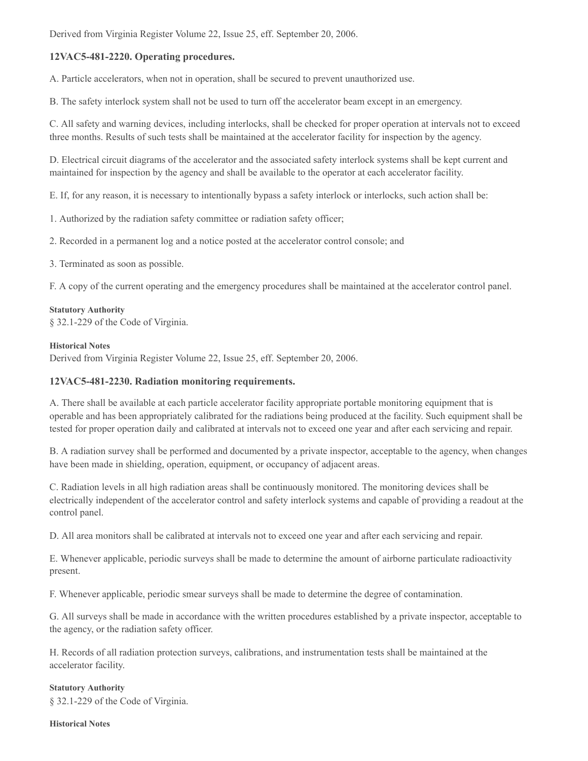Derived from Virginia Register Volume 22, Issue 25, eff. September 20, 2006.

### 12VAC5-481-2220. Operating procedures.

A. Particle accelerators, when not in operation, shall be secured to prevent unauthorized use.

B. The safety interlock system shall not be used to turn off the accelerator beam except in an emergency.

C. All safety and warning devices, including interlocks, shall be checked for proper operation at intervals not to exceed three months. Results of such tests shall be maintained at the accelerator facility for inspection by the agency.

D. Electrical circuit diagrams of the accelerator and the associated safety interlock systems shall be kept current and maintained for inspection by the agency and shall be available to the operator at each accelerator facility.

E. If, for any reason, it is necessary to intentionally bypass a safety interlock or interlocks, such action shall be:

1. Authorized by the radiation safety committee or radiation safety officer;

2. Recorded in a permanent log and a notice posted at the accelerator control console; and

3. Terminated as soon as possible.

F. A copy of the current operating and the emergency procedures shall be maintained at the accelerator control panel.

**Statutory Authority**

§ 32.1-229 of the Code of Virginia.

**Historical Notes**

Derived from Virginia Register Volume 22, Issue 25, eff. September 20, 2006.

### 12VAC5-481-2230. Radiation monitoring requirements.

A. There shall be available at each particle accelerator facility appropriate portable monitoring equipment that is operable and has been appropriately calibrated for the radiations being produced at the facility. Such equipment shall be tested for proper operation daily and calibrated at intervals not to exceed one year and after each servicing and repair.

B. A radiation survey shall be performed and documented by a private inspector, acceptable to the agency, when changes have been made in shielding, operation, equipment, or occupancy of adjacent areas.

C. Radiation levels in all high radiation areas shall be continuously monitored. The monitoring devices shall be electrically independent of the accelerator control and safety interlock systems and capable of providing a readout at the control panel.

D. All area monitors shall be calibrated at intervals not to exceed one year and after each servicing and repair.

E. Whenever applicable, periodic surveys shall be made to determine the amount of airborne particulate radioactivity present.

F. Whenever applicable, periodic smear surveys shall be made to determine the degree of contamination.

G. All surveys shall be made in accordance with the written procedures established by a private inspector, acceptable to the agency, or the radiation safety officer.

H. Records of all radiation protection surveys, calibrations, and instrumentation tests shall be maintained at the accelerator facility.

**Statutory Authority**

§ 32.1-229 of the Code of Virginia.

**Historical Notes**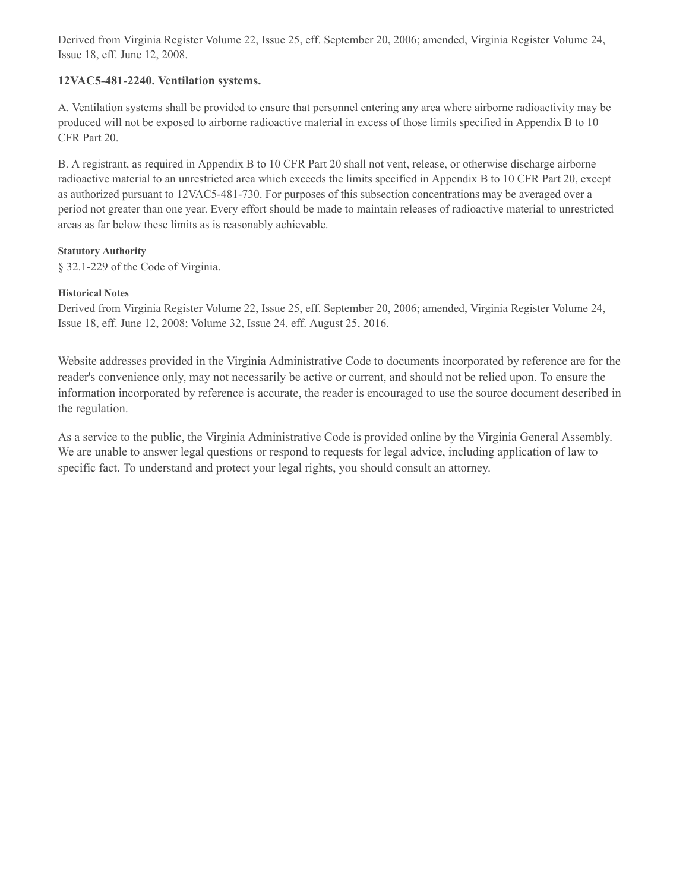Derived from Virginia Register Volume 22, Issue 25, eff. September 20, 2006; amended, Virginia Register Volume 24, Issue 18, eff. June 12, 2008.

### 12VAC5-481-2240. Ventilation systems.

A. Ventilation systems shall be provided to ensure that personnel entering any area where airborne radioactivity may be produced will not be exposed to airborne radioactive material in excess of those limits specified in Appendix B to 10 CFR Part 20.

B. A registrant, as required in Appendix B to 10 CFR Part 20 shall not vent, release, or otherwise discharge airborne radioactive material to an unrestricted area which exceeds the limits specified in Appendix B to 10 CFR Part 20, except as authorized pursuant to 12VAC5-481-730. For purposes of this subsection concentrations may be averaged over a period not greater than one year. Every effort should be made to maintain releases of radioactive material to unrestricted areas as far below these limits as is reasonably achievable.

**Statutory Authority**

§ 32.1-229 of the Code of Virginia.

**Historical Notes**

Derived from Virginia Register Volume 22, Issue 25, eff. September 20, 2006; amended, Virginia Register Volume 24, Issue 18, eff. June 12, 2008; Volume 32, Issue 24, eff. August 25, 2016.

Website addresses provided in the Virginia Administrative Code to documents incorporated by reference are for the reader's convenience only, may not necessarily be active or current, and should not be relied upon. To ensure the information incorporated by reference is accurate, the reader is encouraged to use the source document described in the regulation.

As a service to the public, the Virginia Administrative Code is provided online by the Virginia General Assembly. We are unable to answer legal questions or respond to requests for legal advice, including application of law to specific fact. To understand and protect your legal rights, you should consult an attorney.